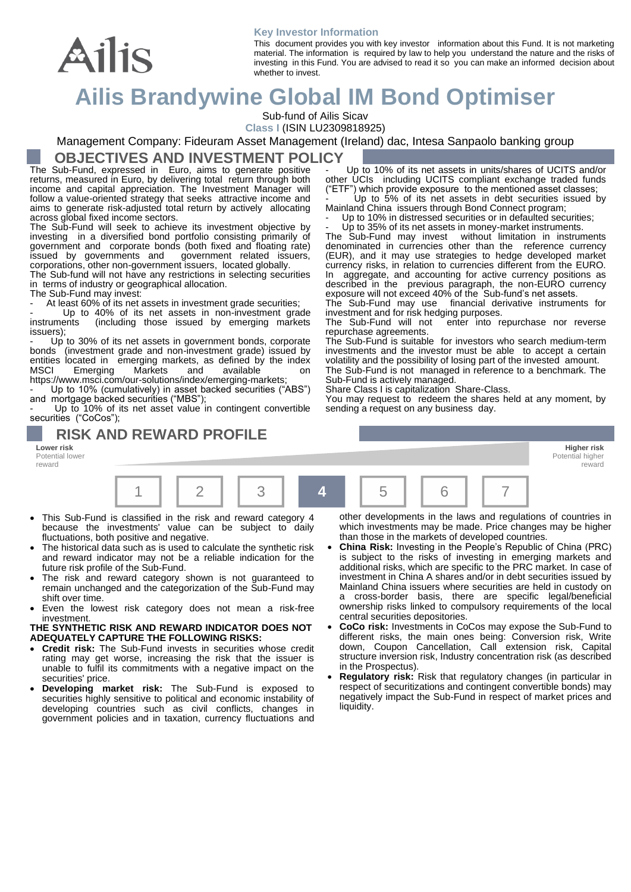Ailis

**Key Investor Information**

This document provides you with key investor information about this Fund. It is not marketing material. The information is required by law to help you understand the nature and the risks of investing in this Fund. You are advised to read it so you can make an informed decision about whether to invest.

# Ailis Brandywine Global IM Bond Optimiser

Sub-fund of Ailis Sicav

Class I (ISIN LU2309818925)

Management Company: Fideuram Asset Management (Ireland) dac, Intesa Sanpaolo banking group

## OBJECTIVES AND INVESTMENT POLICY

The Sub-Fund, expressed in Euro, aims to generate positive returns, measured in Euro, by delivering total return through both income and capital appreciation. The Investment Manager will follow a value-oriented strategy that seeks attractive income and aims to generate risk-adjusted total return by actively allocating across global fixed income sectors.

The Sub-Fund will seek to achieve its investment objective by investing in a diversified bond portfolio consisting primarily of government and corporate bonds (both fixed and floating rate) issued by governments and government related issuers, corporations, other non-government issuers, located globally.

The Sub-fund will not have any restrictions in selecting securities in terms of industry or geographical allocation.

The Sub-Fund may invest:

- At least 60% of its net assets in investment grade securities;
- Up to 40% of its net assets in non-investment grade instruments (including those issued by emerging markets issuers);
- Up to 30% of its net assets in government bonds, corporate bonds (investment grade and non-investment grade) issued by entities located in emerging markets, as defined by the index MSCI Emerging Markets and available on https://www.msci.com/our-solutions/index/emerging-markets;
- Up to 10% (cumulatively) in asset backed securities ("ABS") and mortgage backed securities ("MBS");
- Up to 10% of its net asset value in contingent convertible securities ("CoCos");
- Up to 10% of its net assets in units/shares of UCITS and/or other UCIs including UCITS compliant exchange traded funds ("ETF") which provide exposure to the mentioned asset classes;
- Up to 5% of its net assets in debt securities issued by Mainland China issuers through Bond Connect program;
- Up to 10% in distressed securities or in defaulted securities;
- Up to 35% of its net assets in money-market instruments.

The Sub-Fund may invest without limitation in instruments denominated in currencies other than the reference currency (EUR), and it may use strategies to hedge developed market currency risks, in relation to currencies different from the EURO. In aggregate, and accounting for active currency positions as described in the previous paragraph, the non-EURO currency exposure will not exceed 40% of the Sub-fund's net assets.

The Sub-Fund may use financial derivative instruments for investment and for risk hedging purposes.

The Sub-Fund will not enter into repurchase nor reverse repurchase agreements.

The Sub-Fund is suitable for investors who search medium-term investments and the investor must be able to accept a certain volatility and the possibility of losing part of the invested amount.

The Sub-Fund is not managed in reference to a benchmark. The Sub-Fund is actively managed.

Share Class I is capitalization Share-Class.

You may request to redeem the shares held at any moment, by sending a request on any business day.

## RISK AND REWARD PROFILE

| Lower risk<br>Potential lower reward | | | | | | Higher risk<br>Potential higher reward |
|---|---|---|---|---|---|---|
| 1 | 2 | 3 | **4** | 5 | 6 | 7 |

- This Sub-Fund is classified in the risk and reward category 4 because the investments' value can be subject to daily fluctuations, both positive and negative.
- The historical data such as is used to calculate the synthetic risk and reward indicator may not be a reliable indication for the future risk profile of the Sub-Fund.
- The risk and reward category shown is not guaranteed to remain unchanged and the categorization of the Sub-Fund may shift over time.
- Even the lowest risk category does not mean a risk-free investment.

**THE SYNTHETIC RISK AND REWARD INDICATOR DOES NOT ADEQUATELY CAPTURE THE FOLLOWING RISKS:**

- **Credit risk:** The Sub-Fund invests in securities whose credit rating may get worse, increasing the risk that the issuer is unable to fulfil its commitments with a negative impact on the securities' price.
- **Developing market risk:** The Sub-Fund is exposed to securities highly sensitive to political and economic instability of developing countries such as civil conflicts, changes in government policies and in taxation, currency fluctuations and other developments in the laws and regulations of countries in which investments may be made. Price changes may be higher than those in the markets of developed countries.
- **China Risk:** Investing in the People's Republic of China (PRC) is subject to the risks of investing in emerging markets and additional risks, which are specific to the PRC market. In case of investment in China A shares and/or in debt securities issued by Mainland China issuers where securities are held in custody on a cross-border basis, there are specific legal/beneficial ownership risks linked to compulsory requirements of the local central securities depositories.
- **CoCo risk:** Investments in CoCos may expose the Sub-Fund to different risks, the main ones being: Conversion risk, Write down, Coupon Cancellation, Call extension risk, Capital structure inversion risk, Industry concentration risk (as described in the Prospectus).
- **Regulatory risk:** Risk that regulatory changes (in particular in respect of securitizations and contingent convertible bonds) may negatively impact the Sub-Fund in respect of market prices and liquidity.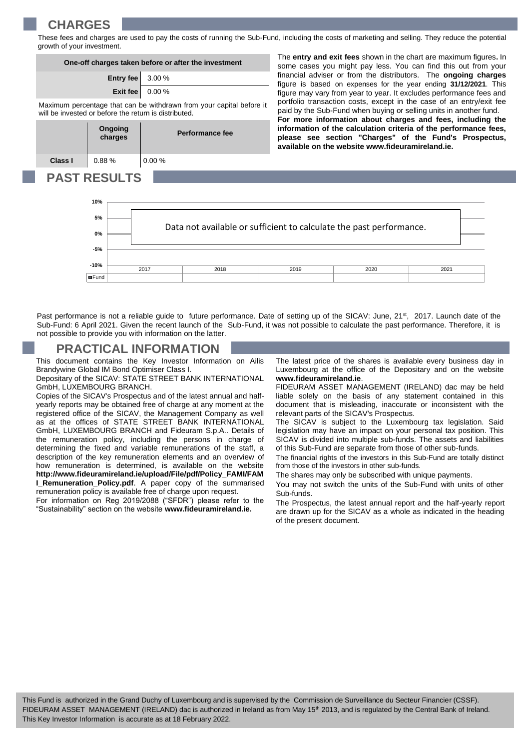## CHARGES

These fees and charges are used to pay the costs of running the Sub-Fund, including the costs of marketing and selling. They reduce the potential growth of your investment.

| One-off charges taken before or after the investment | |
|---|---|
| **Entry fee** | 3.00 % |
| **Exit fee** | 0.00 % |

Maximum percentage that can be withdrawn from your capital before it will be invested or before the return is distributed.

| | Ongoing charges | Performance fee |
|---|---|---|
| **Class I** | 0.88 % | 0.00 % |

The **entry and exit fees** shown in the chart are maximum figures**.** In some cases you might pay less. You can find this out from your financial adviser or from the distributors. The **ongoing charges** figure is based on expenses for the year ending **31/12/2021**. This figure may vary from year to year. It excludes performance fees and portfolio transaction costs, except in the case of an entry/exit fee paid by the Sub-Fund when buying or selling units in another fund.

**For more information about charges and fees, including the information of the calculation criteria of the performance fees, please see section "Charges" of the Fund's Prospectus, available on the website www.fideuramireland.ie.**

## PAST RESULTS

10%
5%
0%
-5%
-10%
Data not available or sufficient to calculate the past performance.
2017
2018
2019
2020
2021
Fund

Past performance is not a reliable guide to future performance. Date of setting up of the SICAV: June, 21st, 2017. Launch date of the Sub-Fund: 6 April 2021. Given the recent launch of the Sub-Fund, it was not possible to calculate the past performance. Therefore, it is not possible to provide you with information on the latter.

## PRACTICAL INFORMATION

This document contains the Key Investor Information on Ailis Brandywine Global IM Bond Optimiser Class I.

Depositary of the SICAV: STATE STREET BANK INTERNATIONAL GmbH, LUXEMBOURG BRANCH.

Copies of the SICAV's Prospectus and of the latest annual and half-yearly reports may be obtained free of charge at any moment at the registered office of the SICAV, the Management Company as well as at the offices of STATE STREET BANK INTERNATIONAL GmbH, LUXEMBOURG BRANCH and Fideuram S.p.A.. Details of the remuneration policy, including the persons in charge of determining the fixed and variable remunerations of the staff, a description of the key remuneration elements and an overview of how remuneration is determined, is available on the website **http://www.fideuramireland.ie/upload/File/pdf/Policy_FAMI/FAMI_Remuneration_Policy.pdf**. A paper copy of the summarised remuneration policy is available free of charge upon request.

For information on Reg 2019/2088 ("SFDR") please refer to the "Sustainability" section on the website **www.fideuramireland.ie.**

The latest price of the shares is available every business day in Luxembourg at the office of the Depositary and on the website **www.fideuramireland.ie**.

FIDEURAM ASSET MANAGEMENT (IRELAND) dac may be held liable solely on the basis of any statement contained in this document that is misleading, inaccurate or inconsistent with the relevant parts of the SICAV's Prospectus.

The SICAV is subject to the Luxembourg tax legislation. Said legislation may have an impact on your personal tax position. This SICAV is divided into multiple sub-funds. The assets and liabilities of this Sub-Fund are separate from those of other sub-funds.

The financial rights of the investors in this Sub-Fund are totally distinct from those of the investors in other sub-funds.

The shares may only be subscribed with unique payments.

You may not switch the units of the Sub-Fund with units of other Sub-funds.

The Prospectus, the latest annual report and the half-yearly report are drawn up for the SICAV as a whole as indicated in the heading of the present document.

This Fund is authorized in the Grand Duchy of Luxembourg and is supervised by the Commission de Surveillance du Secteur Financier (CSSF). FIDEURAM ASSET MANAGEMENT (IRELAND) dac is authorized in Ireland as from May 15th 2013, and is regulated by the Central Bank of Ireland. This Key Investor Information is accurate as at 18 February 2022.